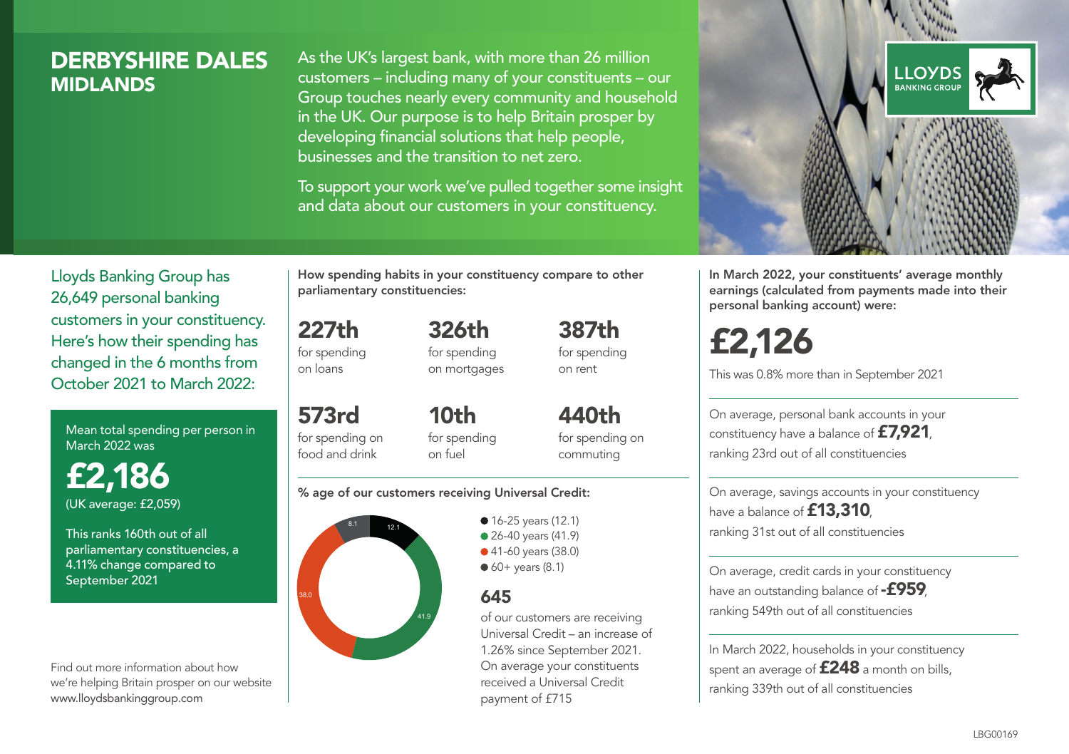# DERBYSHIRE DALES
## MIDLANDS

As the UK's largest bank, with more than 26 million customers – including many of your constituents – our Group touches nearly every community and household in the UK. Our purpose is to help Britain prosper by developing financial solutions that help people, businesses and the transition to net zero.

To support your work we've pulled together some insight and data about our customers in your constituency.

Lloyds Banking Group has 26,649 personal banking customers in your constituency. Here's how their spending has changed in the 6 months from October 2021 to March 2022:

Mean total spending per person in March 2022 was

**£2,186**
(UK average: £2,059)

This ranks 160th out of all parliamentary constituencies, a 4.11% change compared to September 2021

Find out more information about how we're helping Britain prosper on our website www.lloydsbankinggroup.com

**How spending habits in your constituency compare to other parliamentary constituencies:**

**227th** for spending on loans

**326th** for spending on mortgages

**387th** for spending on rent

**573rd** for spending on food and drink

**10th** for spending on fuel

**440th** for spending on commuting

**% age of our customers receiving Universal Credit:**

- 16-25 years (12.1)
- 26-40 years (41.9)
- 41-60 years (38.0)
- 60+ years (8.1)

**645** of our customers are receiving Universal Credit – an increase of 1.26% since September 2021. On average your constituents received a Universal Credit payment of £715

**In March 2022, your constituents' average monthly earnings (calculated from payments made into their personal banking account) were:**

**£2,126**

This was 0.8% more than in September 2021

On average, personal bank accounts in your constituency have a balance of **£7,921**, ranking 23rd out of all constituencies

On average, savings accounts in your constituency have a balance of **£13,310**, ranking 31st out of all constituencies

On average, credit cards in your constituency have an outstanding balance of **-£959**, ranking 549th out of all constituencies

In March 2022, households in your constituency spent an average of **£248** a month on bills, ranking 339th out of all constituencies

LBG00169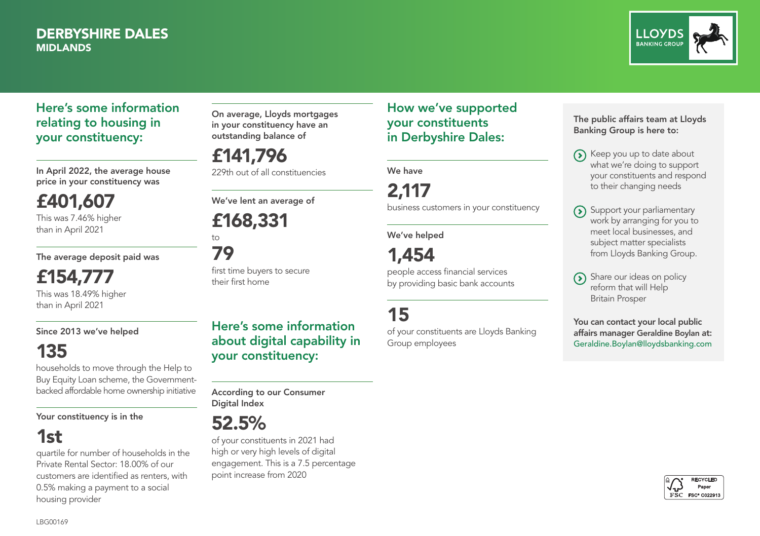# DERBYSHIRE DALES
## MIDLANDS

LLOYDS BANKING GROUP

## Here's some information relating to housing in your constituency:

**In April 2022, the average house price in your constituency was**

**£401,607**

This was 7.46% higher than in April 2021

**The average deposit paid was**

**£154,777**

This was 18.49% higher than in April 2021

**Since 2013 we've helped**

**135**

households to move through the Help to Buy Equity Loan scheme, the Government-backed affordable home ownership initiative

**Your constituency is in the**

**1st**

quartile for number of households in the Private Rental Sector: 18.00% of our customers are identified as renters, with 0.5% making a payment to a social housing provider

**On average, Lloyds mortgages in your constituency have an outstanding balance of**

**£141,796**

229th out of all constituencies

**We've lent an average of**

**£168,331**

to

**79**

first time buyers to secure their first home

## Here's some information about digital capability in your constituency:

**According to our Consumer Digital Index**

**52.5%**

of your constituents in 2021 had high or very high levels of digital engagement. This is a 7.5 percentage point increase from 2020

## How we've supported your constituents in Derbyshire Dales:

**We have**

**2,117**

business customers in your constituency

**We've helped**

**1,454**

people access financial services by providing basic bank accounts

**15**

of your constituents are Lloyds Banking Group employees

**The public affairs team at Lloyds Banking Group is here to:**

- Keep you up to date about what we're doing to support your constituents and respond to their changing needs
- Support your parliamentary work by arranging for you to meet local businesses, and subject matter specialists from Lloyds Banking Group.
- Share our ideas on policy reform that will Help Britain Prosper

**You can contact your local public affairs manager Geraldine Boylan at:**
Geraldine.Boylan@lloydsbanking.com

RECYCLED Paper FSC® C022913

LBG00169